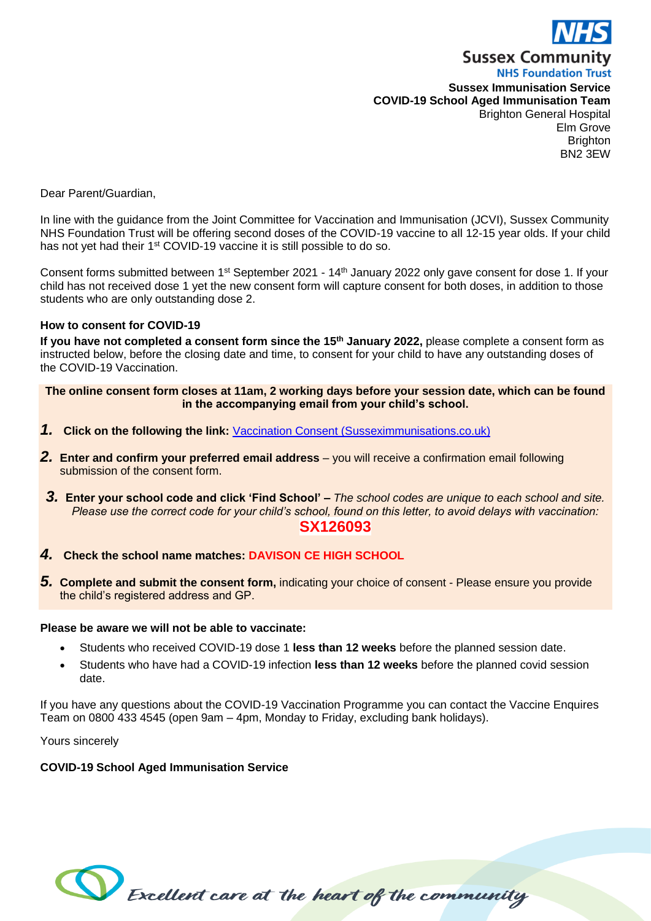**NHS**
**Sussex Community**
**NHS Foundation Trust**
**Sussex Immunisation Service**
**COVID-19 School Aged Immunisation Team**
Brighton General Hospital
Elm Grove
Brighton
BN2 3EW

Dear Parent/Guardian,

In line with the guidance from the Joint Committee for Vaccination and Immunisation (JCVI), Sussex Community NHS Foundation Trust will be offering second doses of the COVID-19 vaccine to all 12-15 year olds. If your child has not yet had their 1st COVID-19 vaccine it is still possible to do so.

Consent forms submitted between 1st September 2021 - 14th January 2022 only gave consent for dose 1. If your child has not received dose 1 yet the new consent form will capture consent for both doses, in addition to those students who are only outstanding dose 2.

**How to consent for COVID-19**

**If you have not completed a consent form since the 15th January 2022,** please complete a consent form as instructed below, before the closing date and time, to consent for your child to have any outstanding doses of the COVID-19 Vaccination.

**The online consent form closes at 11am, 2 working days before your session date, which can be found in the accompanying email from your child's school.**

1. **Click on the following the link:** Vaccination Consent (Sussexlmmunisations.co.uk)
2. **Enter and confirm your preferred email address** – you will receive a confirmation email following submission of the consent form.
3. **Enter your school code and click 'Find School' –** *The school codes are unique to each school and site. Please use the correct code for your child's school, found on this letter, to avoid delays with vaccination:* **SX126093**
4. **Check the school name matches: DAVISON CE HIGH SCHOOL**
5. **Complete and submit the consent form,** indicating your choice of consent - Please ensure you provide the child's registered address and GP.

**Please be aware we will not be able to vaccinate:**

- Students who received COVID-19 dose 1 **less than 12 weeks** before the planned session date.
- Students who have had a COVID-19 infection **less than 12 weeks** before the planned covid session date.

If you have any questions about the COVID-19 Vaccination Programme you can contact the Vaccine Enquires Team on 0800 433 4545 (open 9am – 4pm, Monday to Friday, excluding bank holidays).

Yours sincerely

**COVID-19 School Aged Immunisation Service**

*Excellent care at the heart of the community*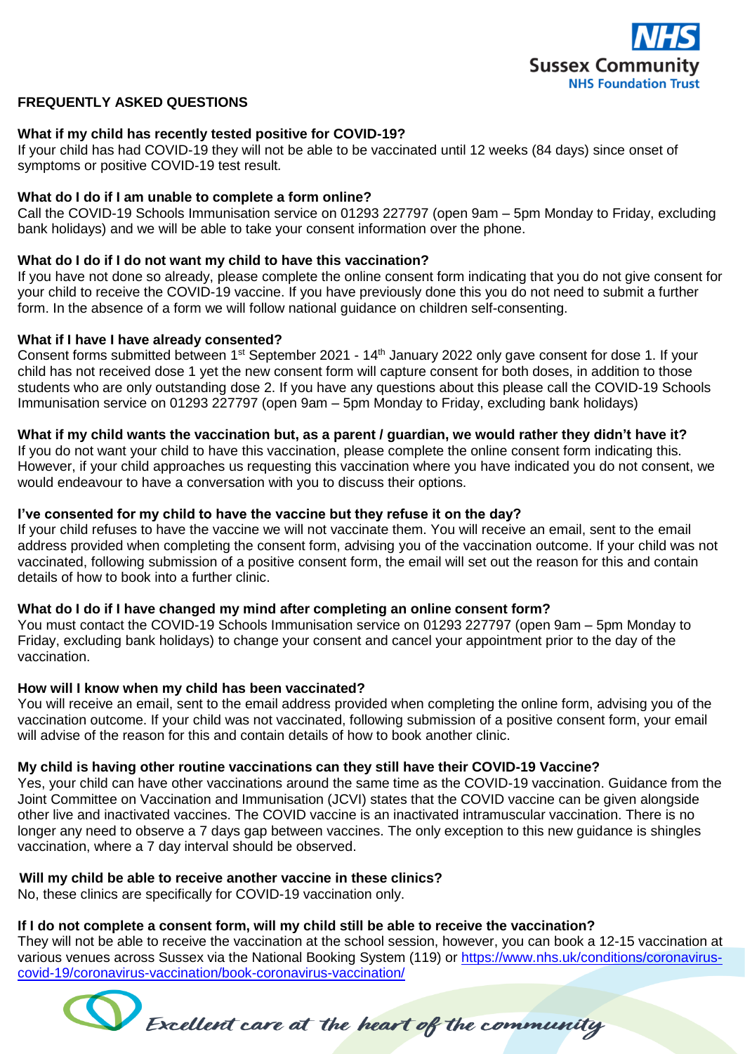## FREQUENTLY ASKED QUESTIONS

**What if my child has recently tested positive for COVID-19?**

If your child has had COVID-19 they will not be able to be vaccinated until 12 weeks (84 days) since onset of symptoms or positive COVID-19 test result.

**What do I do if I am unable to complete a form online?**

Call the COVID-19 Schools Immunisation service on 01293 227797 (open 9am – 5pm Monday to Friday, excluding bank holidays) and we will be able to take your consent information over the phone.

**What do I do if I do not want my child to have this vaccination?**

If you have not done so already, please complete the online consent form indicating that you do not give consent for your child to receive the COVID-19 vaccine. If you have previously done this you do not need to submit a further form. In the absence of a form we will follow national guidance on children self-consenting.

**What if I have I have already consented?**

Consent forms submitted between 1st September 2021 - 14th January 2022 only gave consent for dose 1. If your child has not received dose 1 yet the new consent form will capture consent for both doses, in addition to those students who are only outstanding dose 2. If you have any questions about this please call the COVID-19 Schools Immunisation service on 01293 227797 (open 9am – 5pm Monday to Friday, excluding bank holidays)

**What if my child wants the vaccination but, as a parent / guardian, we would rather they didn't have it?**

If you do not want your child to have this vaccination, please complete the online consent form indicating this. However, if your child approaches us requesting this vaccination where you have indicated you do not consent, we would endeavour to have a conversation with you to discuss their options.

**I've consented for my child to have the vaccine but they refuse it on the day?**

If your child refuses to have the vaccine we will not vaccinate them. You will receive an email, sent to the email address provided when completing the consent form, advising you of the vaccination outcome. If your child was not vaccinated, following submission of a positive consent form, the email will set out the reason for this and contain details of how to book into a further clinic.

**What do I do if I have changed my mind after completing an online consent form?**

You must contact the COVID-19 Schools Immunisation service on 01293 227797 (open 9am – 5pm Monday to Friday, excluding bank holidays) to change your consent and cancel your appointment prior to the day of the vaccination.

**How will I know when my child has been vaccinated?**

You will receive an email, sent to the email address provided when completing the online form, advising you of the vaccination outcome. If your child was not vaccinated, following submission of a positive consent form, your email will advise of the reason for this and contain details of how to book another clinic.

**My child is having other routine vaccinations can they still have their COVID-19 Vaccine?**

Yes, your child can have other vaccinations around the same time as the COVID-19 vaccination. Guidance from the Joint Committee on Vaccination and Immunisation (JCVI) states that the COVID vaccine can be given alongside other live and inactivated vaccines. The COVID vaccine is an inactivated intramuscular vaccination. There is no longer any need to observe a 7 days gap between vaccines. The only exception to this new guidance is shingles vaccination, where a 7 day interval should be observed.

**Will my child be able to receive another vaccine in these clinics?**

No, these clinics are specifically for COVID-19 vaccination only.

**If I do not complete a consent form, will my child still be able to receive the vaccination?**

They will not be able to receive the vaccination at the school session, however, you can book a 12-15 vaccination at various venues across Sussex via the National Booking System (119) or https://www.nhs.uk/conditions/coronavirus-covid-19/coronavirus-vaccination/book-coronavirus-vaccination/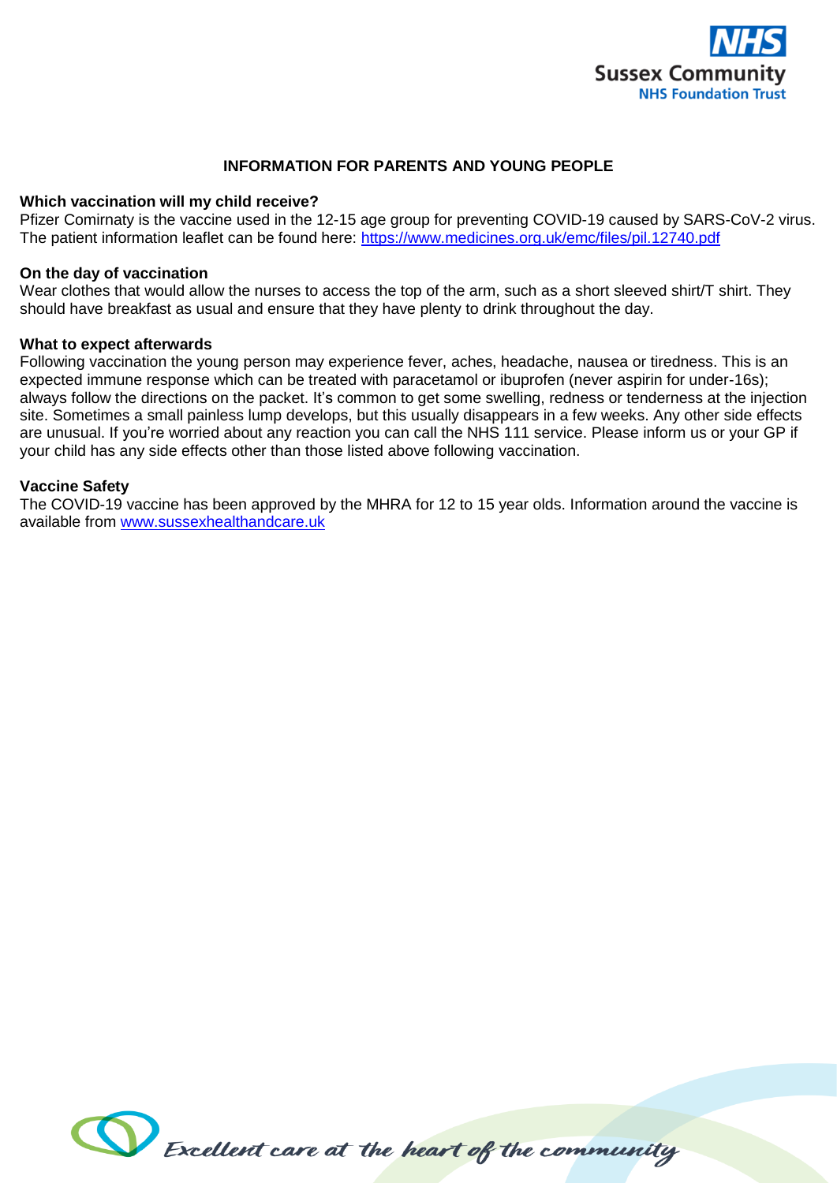## INFORMATION FOR PARENTS AND YOUNG PEOPLE

**Which vaccination will my child receive?**

Pfizer Comirnaty is the vaccine used in the 12-15 age group for preventing COVID-19 caused by SARS-CoV-2 virus. The patient information leaflet can be found here: [https://www.medicines.org.uk/emc/files/pil.12740.pdf](https://www.medicines.org.uk/emc/files/pil.12740.pdf)

**On the day of vaccination**

Wear clothes that would allow the nurses to access the top of the arm, such as a short sleeved shirt/T shirt. They should have breakfast as usual and ensure that they have plenty to drink throughout the day.

**What to expect afterwards**

Following vaccination the young person may experience fever, aches, headache, nausea or tiredness. This is an expected immune response which can be treated with paracetamol or ibuprofen (never aspirin for under-16s); always follow the directions on the packet. It's common to get some swelling, redness or tenderness at the injection site. Sometimes a small painless lump develops, but this usually disappears in a few weeks. Any other side effects are unusual. If you're worried about any reaction you can call the NHS 111 service. Please inform us or your GP if your child has any side effects other than those listed above following vaccination.

**Vaccine Safety**

The COVID-19 vaccine has been approved by the MHRA for 12 to 15 year olds. Information around the vaccine is available from [www.sussexhealthandcare.uk](www.sussexhealthandcare.uk)